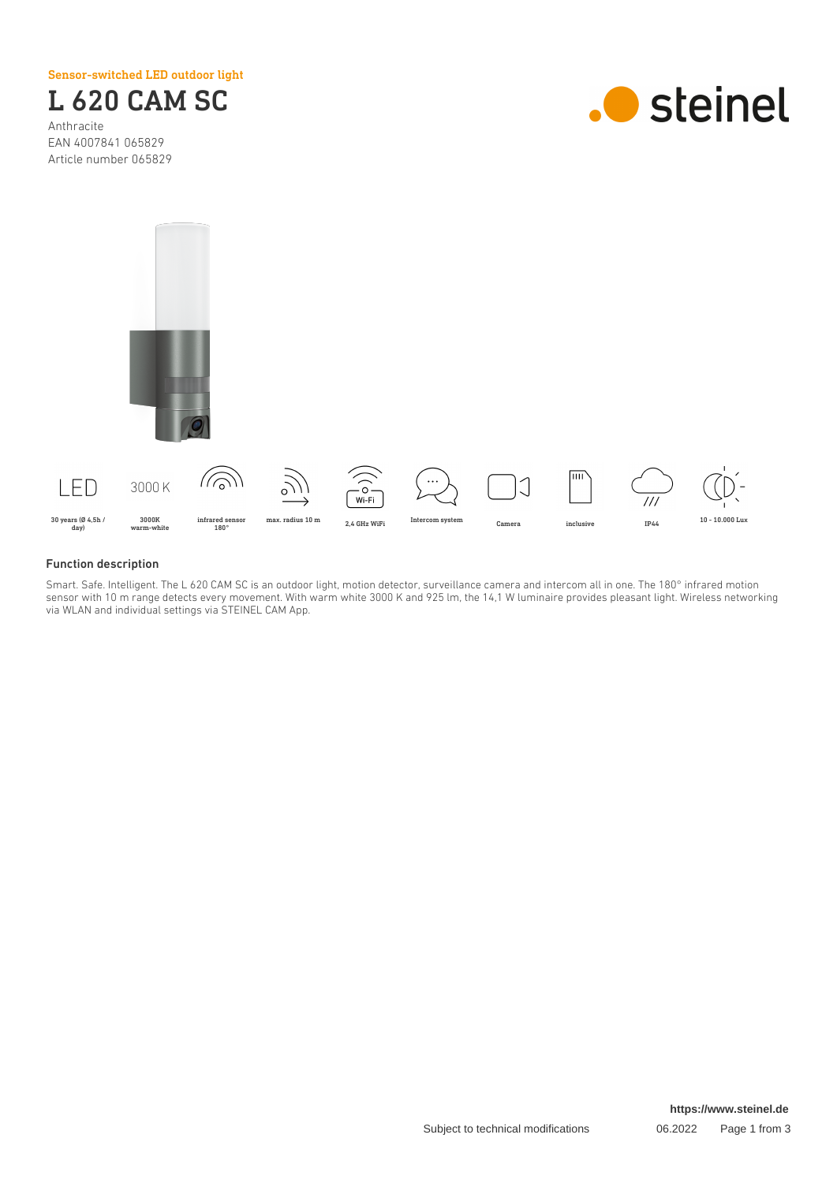Sensor-switched LED outdoor light

# L 620 CAM SC

Anthracite
EAN 4007841 065829
Article number 065829

steinel

| LED | 3000 K | | | Wi-Fi | | | | | |
|---|---|---|---|---|---|---|---|---|---|
| 30 years (Ø 4,5h / day) | 3000K warm-white | infrared sensor 180° | max. radius 10 m | 2,4 GHz WiFi | Intercom system | Camera | inclusive | IP44 | 10 - 10.000 Lux |

### Function description

Smart. Safe. Intelligent. The L 620 CAM SC is an outdoor light, motion detector, surveillance camera and intercom all in one. The 180° infrared motion sensor with 10 m range detects every movement. With warm white 3000 K and 925 lm, the 14,1 W luminaire provides pleasant light. Wireless networking via WLAN and individual settings via STEINEL CAM App.

https://www.steinel.de

Subject to technical modifications 06.2022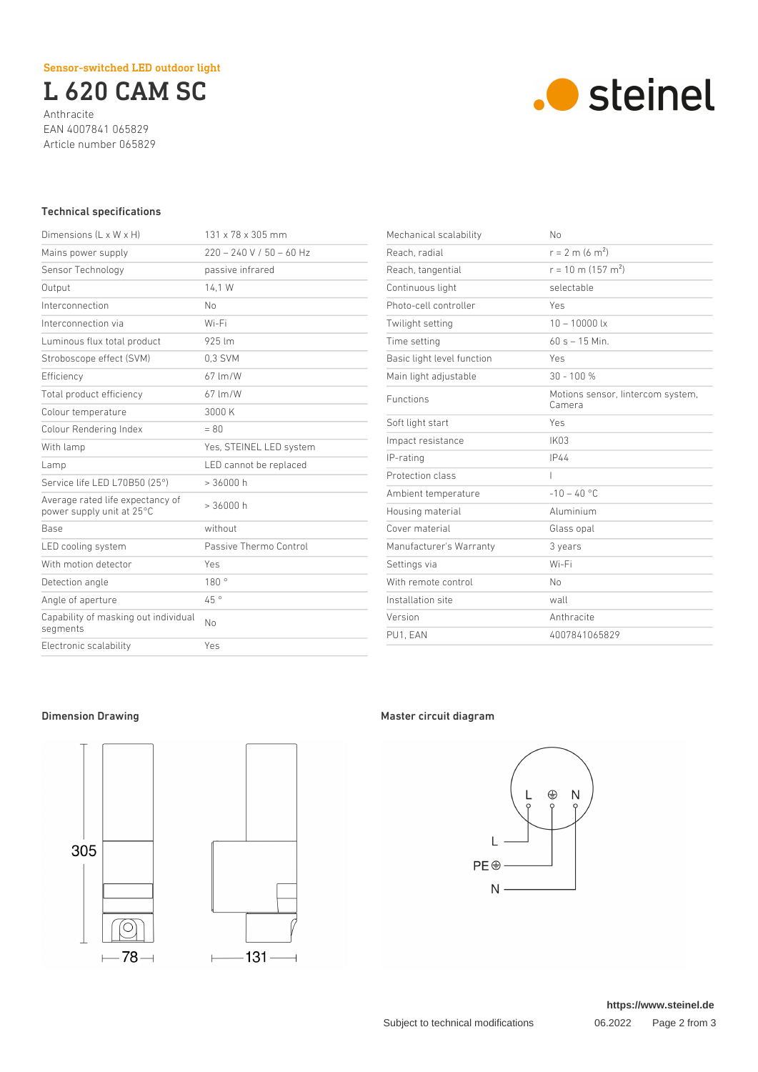Sensor-switched LED outdoor light

# L 620 CAM SC

Anthracite
EAN 4007841 065829
Article number 065829

## Technical specifications

| | |
|---|---|
| Dimensions (L x W x H) | 131 x 78 x 305 mm |
| Mains power supply | 220 – 240 V / 50 – 60 Hz |
| Sensor Technology | passive infrared |
| Output | 14,1 W |
| Interconnection | No |
| Interconnection via | Wi-Fi |
| Luminous flux total product | 925 lm |
| Stroboscope effect (SVM) | 0,3 SVM |
| Efficiency | 67 lm/W |
| Total product efficiency | 67 lm/W |
| Colour temperature | 3000 K |
| Colour Rendering Index | = 80 |
| With lamp | Yes, STEINEL LED system |
| Lamp | LED cannot be replaced |
| Service life LED L70B50 (25°) | > 36000 h |
| Average rated life expectancy of power supply unit at 25°C | > 36000 h |
| Base | without |
| LED cooling system | Passive Thermo Control |
| With motion detector | Yes |
| Detection angle | 180 ° |
| Angle of aperture | 45 ° |
| Capability of masking out individual segments | No |
| Electronic scalability | Yes |
| Mechanical scalability | No |
| Reach, radial | r = 2 m (6 m²) |
| Reach, tangential | r = 10 m (157 m²) |
| Continuous light | selectable |
| Photo-cell controller | Yes |
| Twilight setting | 10 – 10000 lx |
| Time setting | 60 s – 15 Min. |
| Basic light level function | Yes |
| Main light adjustable | 30 - 100 % |
| Functions | Motions sensor, lintercom system, Camera |
| Soft light start | Yes |
| Impact resistance | IK03 |
| IP-rating | IP44 |
| Protection class | I |
| Ambient temperature | -10 – 40 °C |
| Housing material | Aluminium |
| Cover material | Glass opal |
| Manufacturer's Warranty | 3 years |
| Settings via | Wi-Fi |
| With remote control | No |
| Installation site | wall |
| Version | Anthracite |
| PU1, EAN | 4007841065829 |

## Dimension Drawing

305

78

131

## Master circuit diagram

L ⊕ N

L

PE ⊕

N

https://www.steinel.de

Subject to technical modifications 06.2022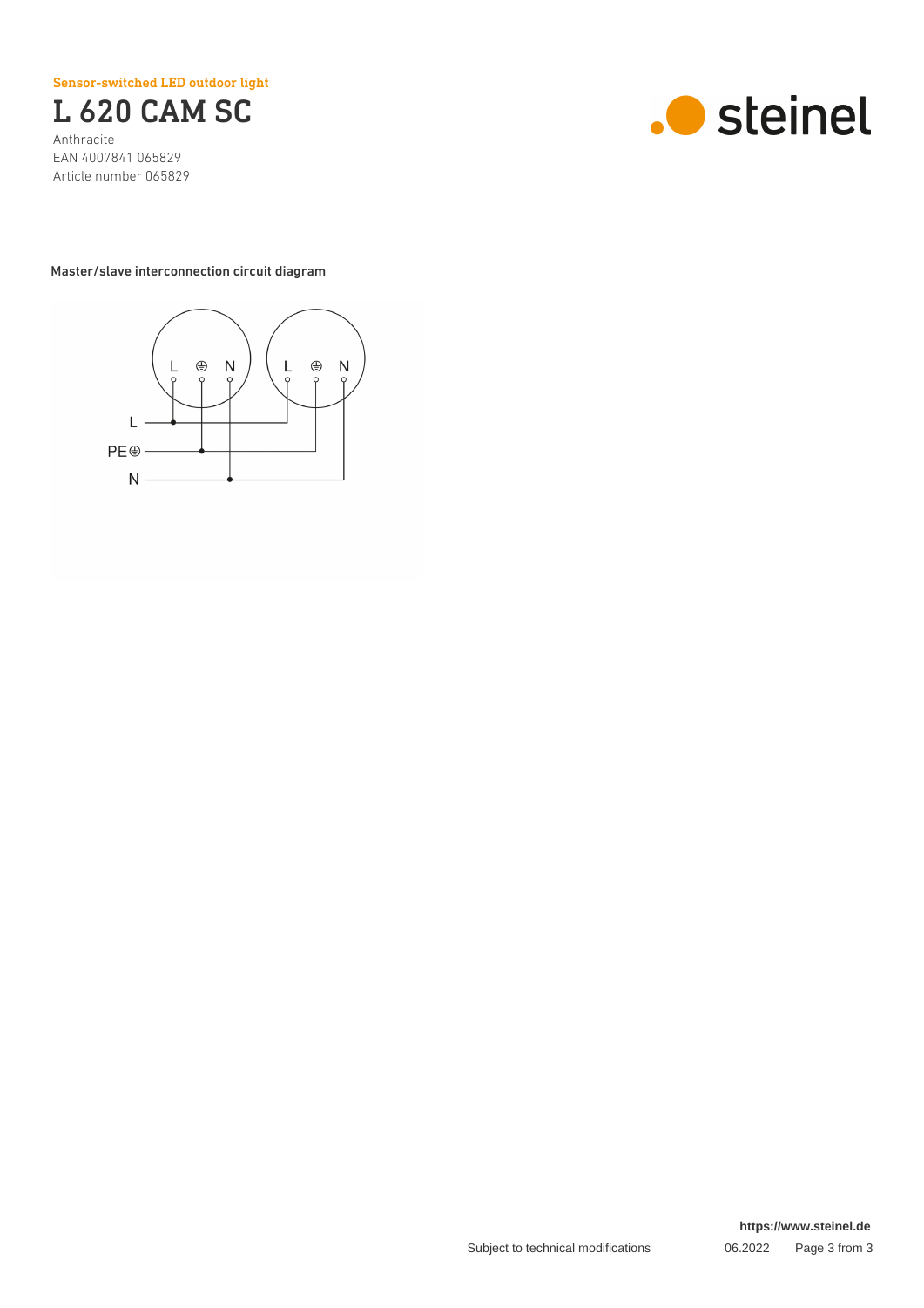Sensor-switched LED outdoor light

# L 620 CAM SC

Anthracite
EAN 4007841 065829
Article number 065829

Master/slave interconnection circuit diagram

L ⊕ N
L ⊕ N
L
PE⊕
N

https://www.steinel.de

Subject to technical modifications 06.2022